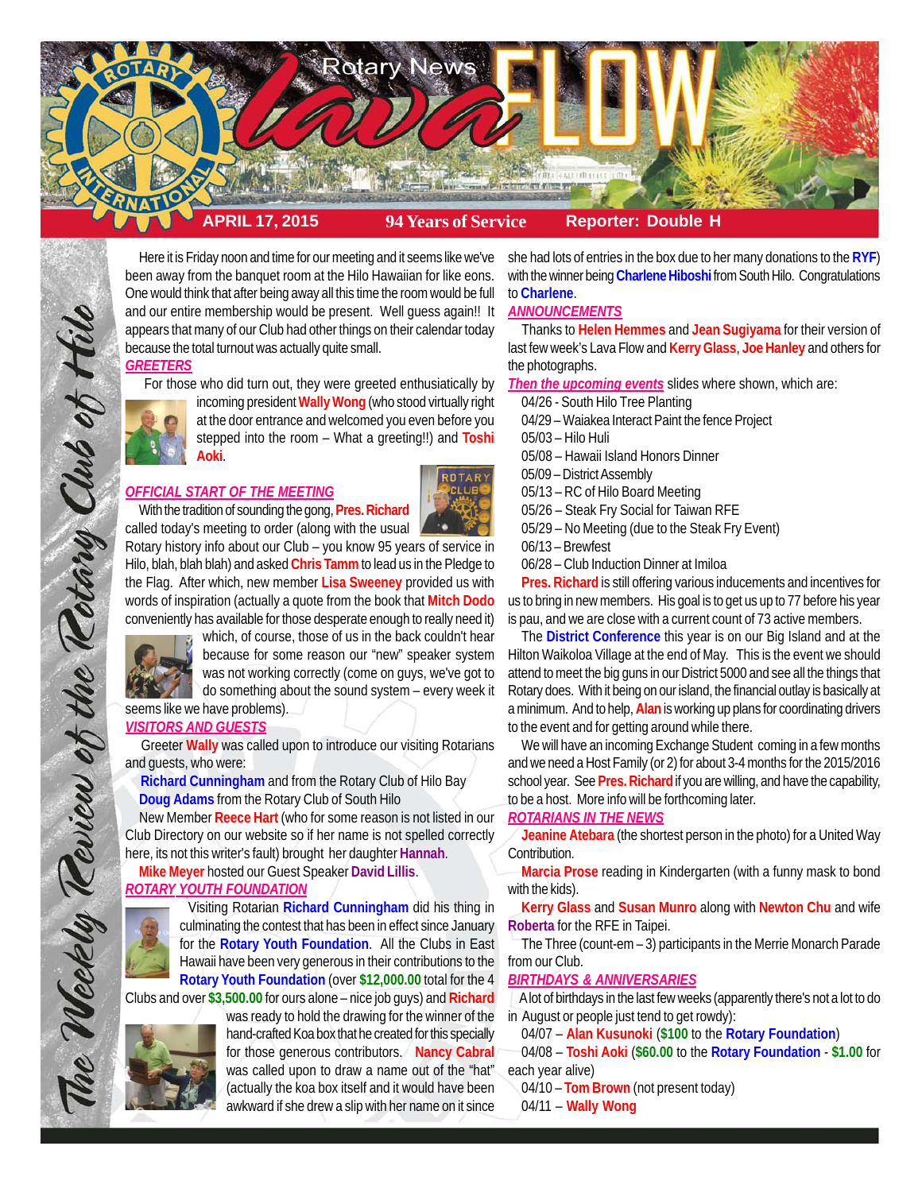# Rotary News Lava FLOW

**APRIL 17, 2015** | **94 Years of Service** | **Reporter: Double H**

*The Weekly Review of the Rotary Club of Hilo*

Here it is Friday noon and time for our meeting and it seems like we've been away from the banquet room at the Hilo Hawaiian for like eons. One would think that after being away all this time the room would be full and our entire membership would be present. Well guess again!! It appears that many of our Club had other things on their calendar today because the total turnout was actually quite small.

## GREETERS

For those who did turn out, they were greeted enthusiastically by incoming president **Wally Wong** (who stood virtually right at the door entrance and welcomed you even before you stepped into the room – What a greeting!!) and **Toshi Aoki**.

## OFFICIAL START OF THE MEETING

With the tradition of sounding the gong, **Pres. Richard** called today's meeting to order (along with the usual Rotary history info about our Club – you know 95 years of service in Hilo, blah, blah blah) and asked **Chris Tamm** to lead us in the Pledge to the Flag. After which, new member **Lisa Sweeney** provided us with words of inspiration (actually a quote from the book that **Mitch Dodo** conveniently has available for those desperate enough to really need it) which, of course, those of us in the back couldn't hear because for some reason our "new" speaker system was not working correctly (come on guys, we've got to do something about the sound system – every week it seems like we have problems).

## VISITORS AND GUESTS

Greeter **Wally** was called upon to introduce our visiting Rotarians and guests, who were:

**Richard Cunningham** and from the Rotary Club of Hilo Bay
**Doug Adams** from the Rotary Club of South Hilo

New Member **Reece Hart** (who for some reason is not listed in our Club Directory on our website so if her name is not spelled correctly here, its not this writer's fault) brought her daughter **Hannah**.

**Mike Meyer** hosted our Guest Speaker **David Lillis**.

## ROTARY YOUTH FOUNDATION

Visiting Rotarian **Richard Cunningham** did his thing in culminating the contest that has been in effect since January for the **Rotary Youth Foundation**. All the Clubs in East Hawaii have been very generous in their contributions to the **Rotary Youth Foundation** (over **$12,000.00** total for the 4 Clubs and over **$3,500.00** for ours alone – nice job guys) and **Richard** was ready to hold the drawing for the winner of the hand-crafted Koa box that he created for this specially for those generous contributors. **Nancy Cabral** was called upon to draw a name out of the "hat" (actually the koa box itself and it would have been awkward if she drew a slip with her name on it since she had lots of entries in the box due to her many donations to the **RYF**) with the winner being **Charlene Hiboshi** from South Hilo. Congratulations to **Charlene**.

## ANNOUNCEMENTS

Thanks to **Helen Hemmes** and **Jean Sugiyama** for their version of last few week's Lava Flow and **Kerry Glass**, **Joe Hanley** and others for the photographs.

*Then the upcoming events* slides where shown, which are:

- 04/26 - South Hilo Tree Planting
- 04/29 – Waiakea Interact Paint the fence Project
- 05/03 – Hilo Huli
- 05/08 – Hawaii Island Honors Dinner
- 05/09 – District Assembly
- 05/13 – RC of Hilo Board Meeting
- 05/26 – Steak Fry Social for Taiwan RFE
- 05/29 – No Meeting (due to the Steak Fry Event)
- 06/13 – Brewfest
- 06/28 – Club Induction Dinner at Imiloa

**Pres. Richard** is still offering various inducements and incentives for us to bring in new members. His goal is to get us up to 77 before his year is pau, and we are close with a current count of 73 active members.

The **District Conference** this year is on our Big Island and at the Hilton Waikoloa Village at the end of May. This is the event we should attend to meet the big guns in our District 5000 and see all the things that Rotary does. With it being on our island, the financial outlay is basically at a minimum. And to help, **Alan** is working up plans for coordinating drivers to the event and for getting around while there.

We will have an incoming Exchange Student coming in a few months and we need a Host Family (or 2) for about 3-4 months for the 2015/2016 school year. See **Pres. Richard** if you are willing, and have the capability, to be a host. More info will be forthcoming later.

## ROTARIANS IN THE NEWS

**Jeanine Atebara** (the shortest person in the photo) for a United Way Contribution.

**Marcia Prose** reading in Kindergarten (with a funny mask to bond with the kids).

**Kerry Glass** and **Susan Munro** along with **Newton Chu** and wife **Roberta** for the RFE in Taipei.

The Three (count-em – 3) participants in the Merrie Monarch Parade from our Club.

## BIRTHDAYS & ANNIVERSARIES

A lot of birthdays in the last few weeks (apparently there's not a lot to do in August or people just tend to get rowdy):

04/07 – **Alan Kusunoki** (**$100** to the **Rotary Foundation**)

04/08 – **Toshi Aoki** (**$60.00** to the **Rotary Foundation** - **$1.00** for each year alive)

04/10 – **Tom Brown** (not present today)

04/11 – **Wally Wong**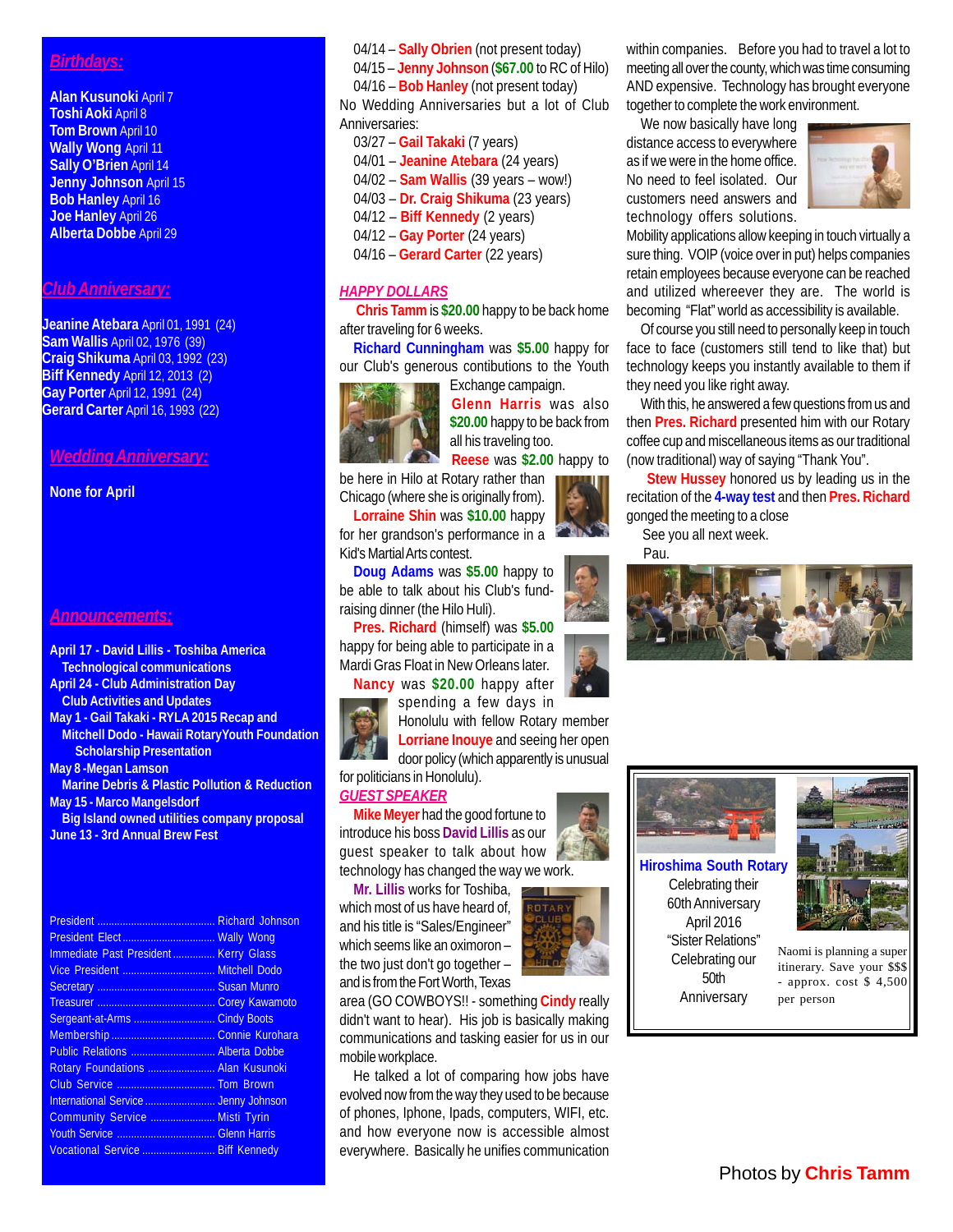## *Birthdays:*

**Alan Kusunoki** April 7
**Toshi Aoki** April 8
**Tom Brown** April 10
**Wally Wong** April 11
**Sally O'Brien** April 14
**Jenny Johnson** April 15
**Bob Hanley** April 16
**Joe Hanley** April 26
**Alberta Dobbe** April 29

## *Club Anniversary:*

**Jeanine Atebara** April 01, 1991 (24)
**Sam Wallis** April 02, 1976 (39)
**Craig Shikuma** April 03, 1992 (23)
**Biff Kennedy** April 12, 2013 (2)
**Gay Porter** April 12, 1991 (24)
**Gerard Carter** April 16, 1993 (22)

## *Wedding Anniversary:*

**None for April**

## *Announcements:*

**April 17 - David Lillis - Toshiba America**
**Technological communications**
**April 24 - Club Administration Day**
**Club Activities and Updates**
**May 1 - Gail Takaki - RYLA 2015 Recap and**
**Mitchell Dodo - Hawaii RotaryYouth Foundation**
**Scholarship Presentation**
**May 8 -Megan Lamson**
**Marine Debris & Plastic Pollution & Reduction**
**May 15 - Marco Mangelsdorf**
**Big Island owned utilities company proposal**
**June 13 - 3rd Annual Brew Fest**

| | |
|---|---|
| President | Richard Johnson |
| President Elect | Wally Wong |
| Immediate Past President | Kerry Glass |
| Vice President | Mitchell Dodo |
| Secretary | Susan Munro |
| Treasurer | Corey Kawamoto |
| Sergeant-at-Arms | Cindy Boots |
| Membership | Connie Kurohara |
| Public Relations | Alberta Dobbe |
| Rotary Foundations | Alan Kusunoki |
| Club Service | Tom Brown |
| International Service | Jenny Johnson |
| Community Service | Misti Tyrin |
| Youth Service | Glenn Harris |
| Vocational Service | Biff Kennedy |

04/14 – **Sally Obrien** (not present today)
04/15 – **Jenny Johnson** (**$67.00** to RC of Hilo)
04/16 – **Bob Hanley** (not present today)

No Wedding Anniversaries but a lot of Club Anniversaries:

03/27 – **Gail Takaki** (7 years)
04/01 – **Jeanine Atebara** (24 years)
04/02 – **Sam Wallis** (39 years – wow!)
04/03 – **Dr. Craig Shikuma** (23 years)
04/12 – **Biff Kennedy** (2 years)
04/12 – **Gay Porter** (24 years)
04/16 – **Gerard Carter** (22 years)

### *HAPPY DOLLARS*

**Chris Tamm** is **$20.00** happy to be back home after traveling for 6 weeks.

**Richard Cunningham** was **$5.00** happy for our Club's generous contibutions to the Youth Exchange campaign.

**Glenn Harris** was also **$20.00** happy to be back from all his traveling too.

**Reese** was **$2.00** happy to be here in Hilo at Rotary rather than Chicago (where she is originally from).

**Lorraine Shin** was **$10.00** happy for her grandson's performance in a Kid's Martial Arts contest.

**Doug Adams** was **$5.00** happy to be able to talk about his Club's fund-raising dinner (the Hilo Huli).

**Pres. Richard** (himself) was **$5.00** happy for being able to participate in a Mardi Gras Float in New Orleans later.

**Nancy** was **$20.00** happy after spending a few days in Honolulu with fellow Rotary member **Lorriane Inouye** and seeing her open door policy (which apparently is unusual for politicians in Honolulu).

### *GUEST SPEAKER*

**Mike Meyer** had the good fortune to introduce his boss **David Lillis** as our guest speaker to talk about how technology has changed the way we work.

**Mr. Lillis** works for Toshiba, which most of us have heard of, and his title is "Sales/Engineer" which seems like an oximoron – the two just don't go together – and is from the Fort Worth, Texas area (GO COWBOYS!! - something **Cindy** really didn't want to hear). His job is basically making communications and tasking easier for us in our mobile workplace.

He talked a lot of comparing how jobs have evolved now from the way they used to be because of phones, Iphone, Ipads, computers, WIFI, etc. and how everyone now is accessible almost everywhere. Basically he unifies communication within companies. Before you had to travel a lot to meeting all over the county, which was time consuming AND expensive. Technology has brought everyone together to complete the work environment.

We now basically have long distance access to everywhere as if we were in the home office. No need to feel isolated. Our customers need answers and technology offers solutions. Mobility applications allow keeping in touch virtually a sure thing. VOIP (voice over in put) helps companies retain employees because everyone can be reached and utilized whereever they are. The world is becoming "Flat" world as accessibility is available.

Of course you still need to personally keep in touch face to face (customers still tend to like that) but technology keeps you instantly available to them if they need you like right away.

With this, he answered a few questions from us and then **Pres. Richard** presented him with our Rotary coffee cup and miscellaneous items as our traditional (now traditional) way of saying "Thank You".

**Stew Hussey** honored us by leading us in the recitation of the **4-way test** and then **Pres. Richard** gonged the meeting to a close

See you all next week.
Pau.

**Hiroshima South Rotary**
Celebrating their 60th Anniversary
April 2016
"Sister Relations"
Celebrating our 50th Anniversary

Naomi is planning a super itinerary. Save your $$$ - approx. cost $ 4,500 per person

Photos by **Chris Tamm**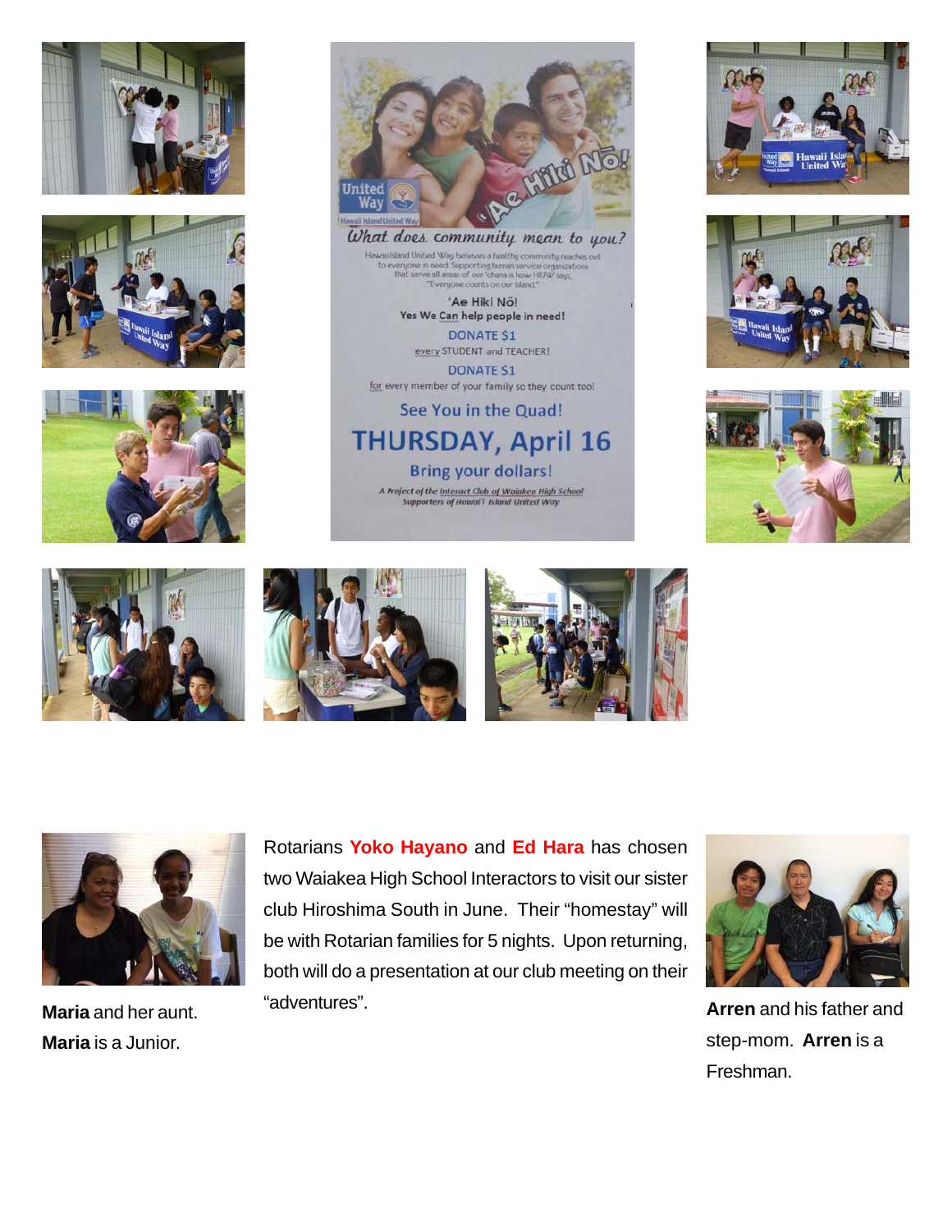Rotarians **Yoko Hayano** and **Ed Hara** have chosen two Waiakea High School Interactors to visit our sister club Hiroshima South in June. Their "homestay" will be with Rotarian families for 5 nights. Upon returning, both will do a presentation at our club meeting on their "adventures".

**Maria** and her aunt. **Maria** is a Junior.

**Arren** and his father and step-mom. **Arren** is a Freshman.